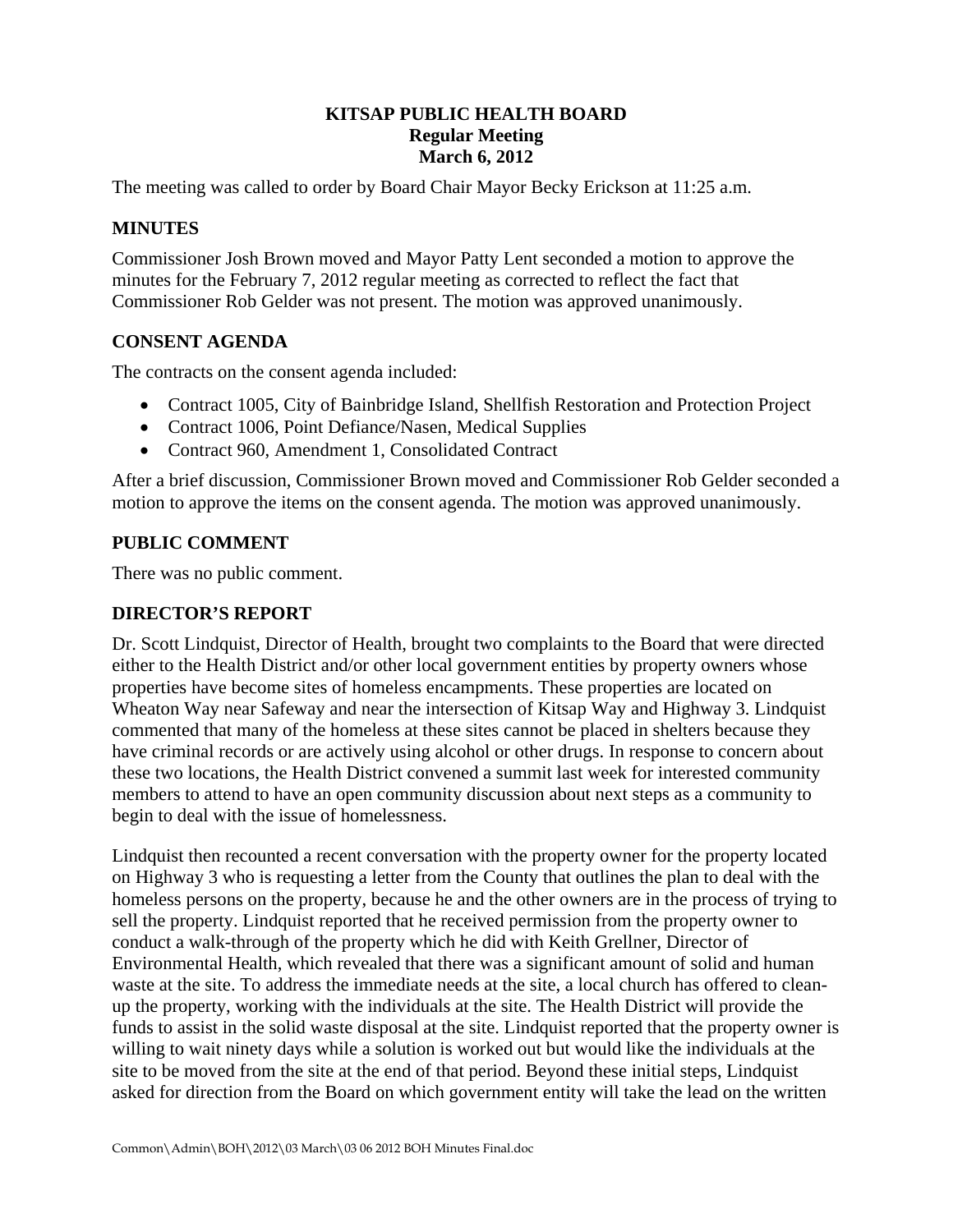**KITSAP PUBLIC HEALTH BOARD**
**Regular Meeting**
**March 6, 2012**

The meeting was called to order by Board Chair Mayor Becky Erickson at 11:25 a.m.

## MINUTES

Commissioner Josh Brown moved and Mayor Patty Lent seconded a motion to approve the minutes for the February 7, 2012 regular meeting as corrected to reflect the fact that Commissioner Rob Gelder was not present. The motion was approved unanimously.

## CONSENT AGENDA

The contracts on the consent agenda included:

- Contract 1005, City of Bainbridge Island, Shellfish Restoration and Protection Project
- Contract 1006, Point Defiance/Nasen, Medical Supplies
- Contract 960, Amendment 1, Consolidated Contract

After a brief discussion, Commissioner Brown moved and Commissioner Rob Gelder seconded a motion to approve the items on the consent agenda. The motion was approved unanimously.

## PUBLIC COMMENT

There was no public comment.

## DIRECTOR'S REPORT

Dr. Scott Lindquist, Director of Health, brought two complaints to the Board that were directed either to the Health District and/or other local government entities by property owners whose properties have become sites of homeless encampments. These properties are located on Wheaton Way near Safeway and near the intersection of Kitsap Way and Highway 3. Lindquist commented that many of the homeless at these sites cannot be placed in shelters because they have criminal records or are actively using alcohol or other drugs. In response to concern about these two locations, the Health District convened a summit last week for interested community members to attend to have an open community discussion about next steps as a community to begin to deal with the issue of homelessness.

Lindquist then recounted a recent conversation with the property owner for the property located on Highway 3 who is requesting a letter from the County that outlines the plan to deal with the homeless persons on the property, because he and the other owners are in the process of trying to sell the property. Lindquist reported that he received permission from the property owner to conduct a walk-through of the property which he did with Keith Grellner, Director of Environmental Health, which revealed that there was a significant amount of solid and human waste at the site. To address the immediate needs at the site, a local church has offered to clean-up the property, working with the individuals at the site. The Health District will provide the funds to assist in the solid waste disposal at the site. Lindquist reported that the property owner is willing to wait ninety days while a solution is worked out but would like the individuals at the site to be moved from the site at the end of that period. Beyond these initial steps, Lindquist asked for direction from the Board on which government entity will take the lead on the written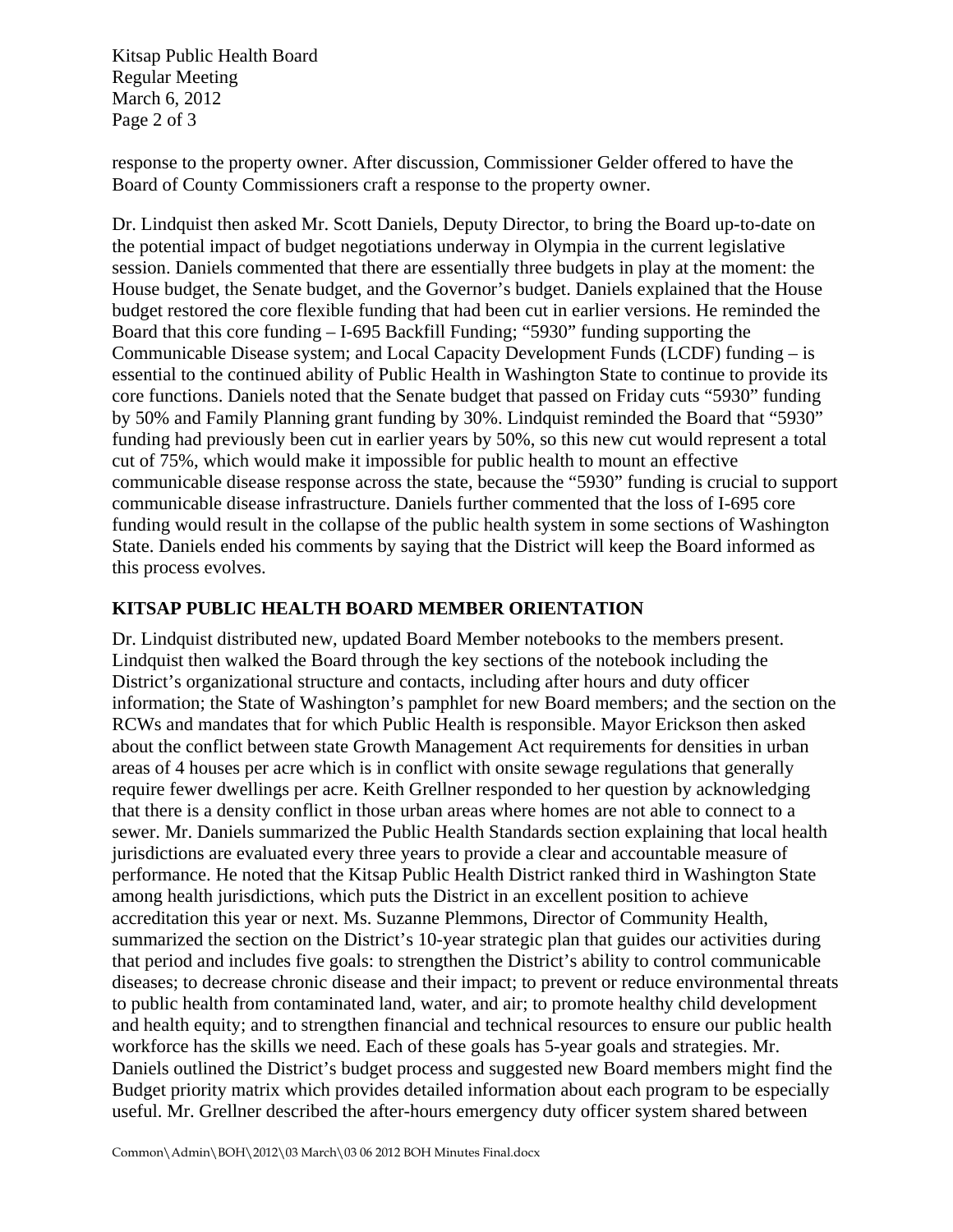response to the property owner. After discussion, Commissioner Gelder offered to have the Board of County Commissioners craft a response to the property owner.

Dr. Lindquist then asked Mr. Scott Daniels, Deputy Director, to bring the Board up-to-date on the potential impact of budget negotiations underway in Olympia in the current legislative session. Daniels commented that there are essentially three budgets in play at the moment: the House budget, the Senate budget, and the Governor's budget. Daniels explained that the House budget restored the core flexible funding that had been cut in earlier versions. He reminded the Board that this core funding – I-695 Backfill Funding; "5930" funding supporting the Communicable Disease system; and Local Capacity Development Funds (LCDF) funding – is essential to the continued ability of Public Health in Washington State to continue to provide its core functions. Daniels noted that the Senate budget that passed on Friday cuts "5930" funding by 50% and Family Planning grant funding by 30%. Lindquist reminded the Board that "5930" funding had previously been cut in earlier years by 50%, so this new cut would represent a total cut of 75%, which would make it impossible for public health to mount an effective communicable disease response across the state, because the "5930" funding is crucial to support communicable disease infrastructure. Daniels further commented that the loss of I-695 core funding would result in the collapse of the public health system in some sections of Washington State. Daniels ended his comments by saying that the District will keep the Board informed as this process evolves.

## KITSAP PUBLIC HEALTH BOARD MEMBER ORIENTATION

Dr. Lindquist distributed new, updated Board Member notebooks to the members present. Lindquist then walked the Board through the key sections of the notebook including the District's organizational structure and contacts, including after hours and duty officer information; the State of Washington's pamphlet for new Board members; and the section on the RCWs and mandates that for which Public Health is responsible. Mayor Erickson then asked about the conflict between state Growth Management Act requirements for densities in urban areas of 4 houses per acre which is in conflict with onsite sewage regulations that generally require fewer dwellings per acre. Keith Grellner responded to her question by acknowledging that there is a density conflict in those urban areas where homes are not able to connect to a sewer. Mr. Daniels summarized the Public Health Standards section explaining that local health jurisdictions are evaluated every three years to provide a clear and accountable measure of performance. He noted that the Kitsap Public Health District ranked third in Washington State among health jurisdictions, which puts the District in an excellent position to achieve accreditation this year or next. Ms. Suzanne Plemmons, Director of Community Health, summarized the section on the District's 10-year strategic plan that guides our activities during that period and includes five goals: to strengthen the District's ability to control communicable diseases; to decrease chronic disease and their impact; to prevent or reduce environmental threats to public health from contaminated land, water, and air; to promote healthy child development and health equity; and to strengthen financial and technical resources to ensure our public health workforce has the skills we need. Each of these goals has 5-year goals and strategies. Mr. Daniels outlined the District's budget process and suggested new Board members might find the Budget priority matrix which provides detailed information about each program to be especially useful. Mr. Grellner described the after-hours emergency duty officer system shared between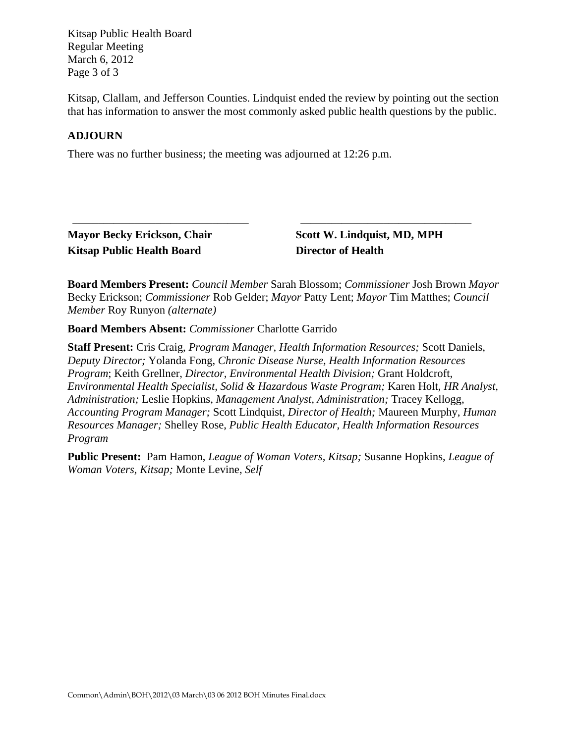Kitsap, Clallam, and Jefferson Counties. Lindquist ended the review by pointing out the section that has information to answer the most commonly asked public health questions by the public.

**ADJOURN**

There was no further business; the meeting was adjourned at 12:26 p.m.

| | |
|---|---|
| _______________________________ | _______________________________ |
| **Mayor Becky Erickson, Chair** | **Scott W. Lindquist, MD, MPH** |
| **Kitsap Public Health Board** | **Director of Health** |

**Board Members Present:** *Council Member* Sarah Blossom; *Commissioner* Josh Brown *Mayor* Becky Erickson; *Commissioner* Rob Gelder; *Mayor* Patty Lent; *Mayor* Tim Matthes; *Council Member* Roy Runyon *(alternate)*

**Board Members Absent:** *Commissioner* Charlotte Garrido

**Staff Present:** Cris Craig, *Program Manager, Health Information Resources;* Scott Daniels, *Deputy Director;* Yolanda Fong, *Chronic Disease Nurse, Health Information Resources Program*; Keith Grellner, *Director, Environmental Health Division;* Grant Holdcroft, *Environmental Health Specialist, Solid & Hazardous Waste Program;* Karen Holt, *HR Analyst, Administration;* Leslie Hopkins, *Management Analyst, Administration;* Tracey Kellogg, *Accounting Program Manager;* Scott Lindquist, *Director of Health;* Maureen Murphy, *Human Resources Manager;* Shelley Rose, *Public Health Educator, Health Information Resources Program*

**Public Present:** Pam Hamon, *League of Woman Voters, Kitsap;* Susanne Hopkins, *League of Woman Voters, Kitsap;* Monte Levine, *Self*

Common\Admin\BOH\2012\03 March\03 06 2012 BOH Minutes Final.docx